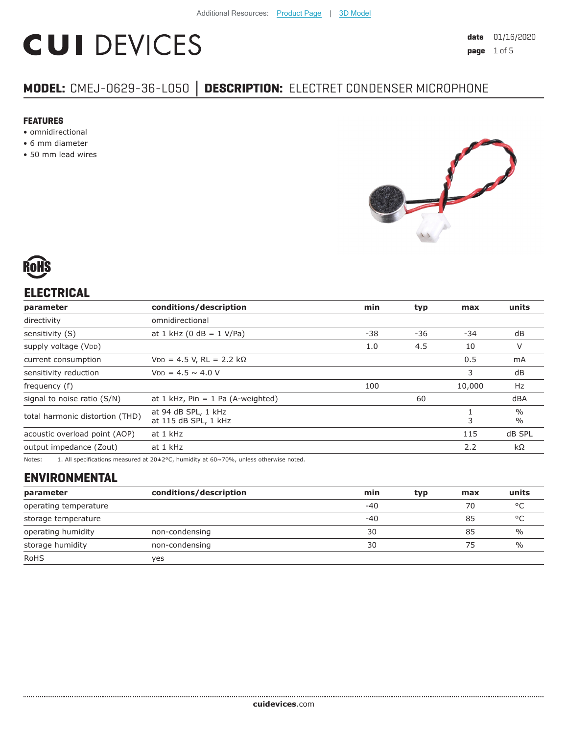Additional Resources: Product Page | 3D Model

# CUI DEVICES

**date** 01/16/2020

## MODEL: CMEJ-0629-36-L050 │ DESCRIPTION: ELECTRET CONDENSER MICROPHONE

### FEATURES

- omnidirectional
- 6 mm diameter
- 50 mm lead wires

RoHS

## ELECTRICAL

| parameter | conditions/description | min | typ | max | units |
|---|---|---|---|---|---|
| directivity | omnidirectional | | | | |
| sensitivity (S) | at 1 kHz (0 dB = 1 V/Pa) | -38 | -36 | -34 | dB |
| supply voltage ($V_{DD}$) | | 1.0 | 4.5 | 10 | V |
| current consumption | $V_{DD}$ = 4.5 V, RL = 2.2 kΩ | | | 0.5 | mA |
| sensitivity reduction | $V_{DD}$ = 4.5 ~ 4.0 V | | | 3 | dB |
| frequency (f) | | 100 | | 10,000 | Hz |
| signal to noise ratio (S/N) | at 1 kHz, Pin = 1 Pa (A-weighted) | | 60 | | dBA |
| total harmonic distortion (THD) | at 94 dB SPL, 1 kHz<br>at 115 dB SPL, 1 kHz | | | 1<br>3 | %<br>% |
| acoustic overload point (AOP) | at 1 kHz | | | 115 | dB SPL |
| output impedance (Zout) | at 1 kHz | | | 2.2 | kΩ |

Notes: 1. All specifications measured at 20±2°C, humidity at 60~70%, unless otherwise noted.

## ENVIRONMENTAL

| parameter | conditions/description | min | typ | max | units |
|---|---|---|---|---|---|
| operating temperature | | -40 | | 70 | °C |
| storage temperature | | -40 | | 85 | °C |
| operating humidity | non-condensing | 30 | | 85 | % |
| storage humidity | non-condensing | 30 | | 75 | % |
| RoHS | yes | | | | |

**cuidevices**.com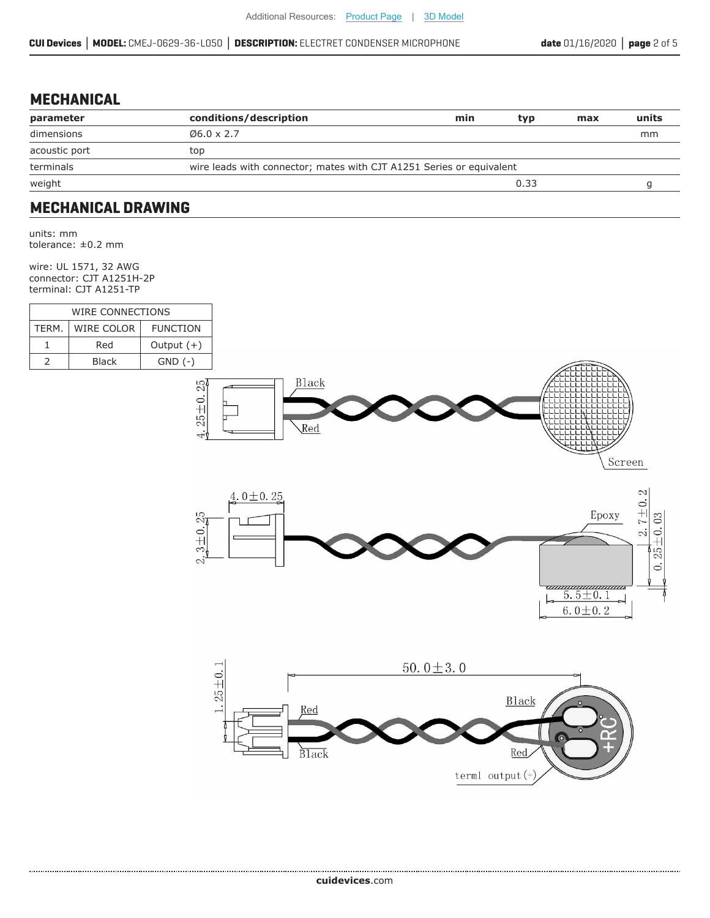## MECHANICAL

| parameter | conditions/description | min | typ | max | units |
|---|---|---|---|---|---|
| dimensions | Ø6.0 x 2.7 | | | | mm |
| acoustic port | top | | | | |
| terminals | wire leads with connector; mates with CJT A1251 Series or equivalent | | | | |
| weight | | | 0.33 | | g |

## MECHANICAL DRAWING

units: mm
tolerance: ±0.2 mm

wire: UL 1571, 32 AWG
connector: CJT A1251H-2P
terminal: CJT A1251-TP

| WIRE CONNECTIONS | | |
|---|---|---|
| TERM. | WIRE COLOR | FUNCTION |
| 1 | Red | Output (+) |
| 2 | Black | GND (-) |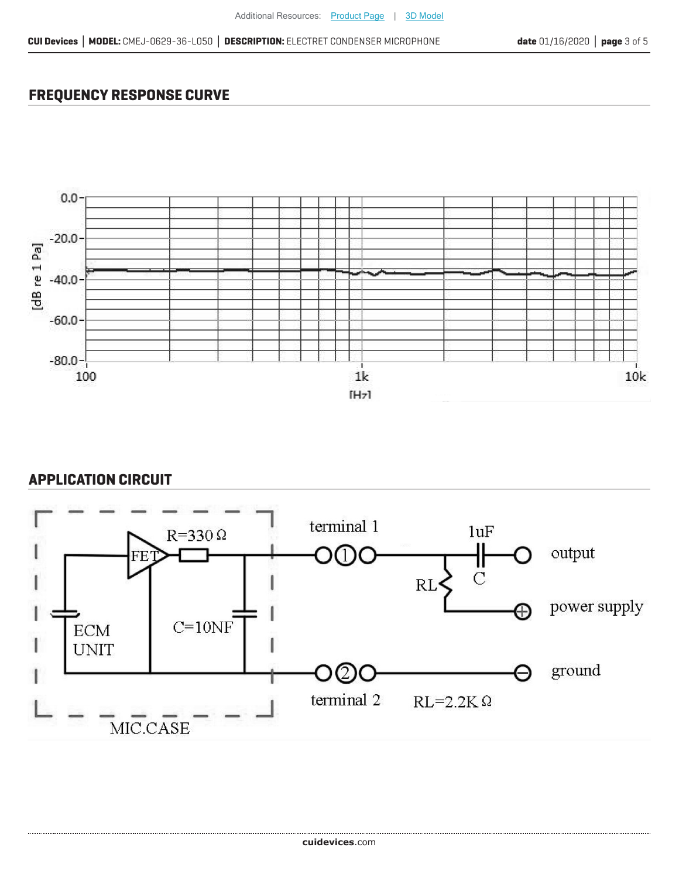## FREQUENCY RESPONSE CURVE

## APPLICATION CIRCUIT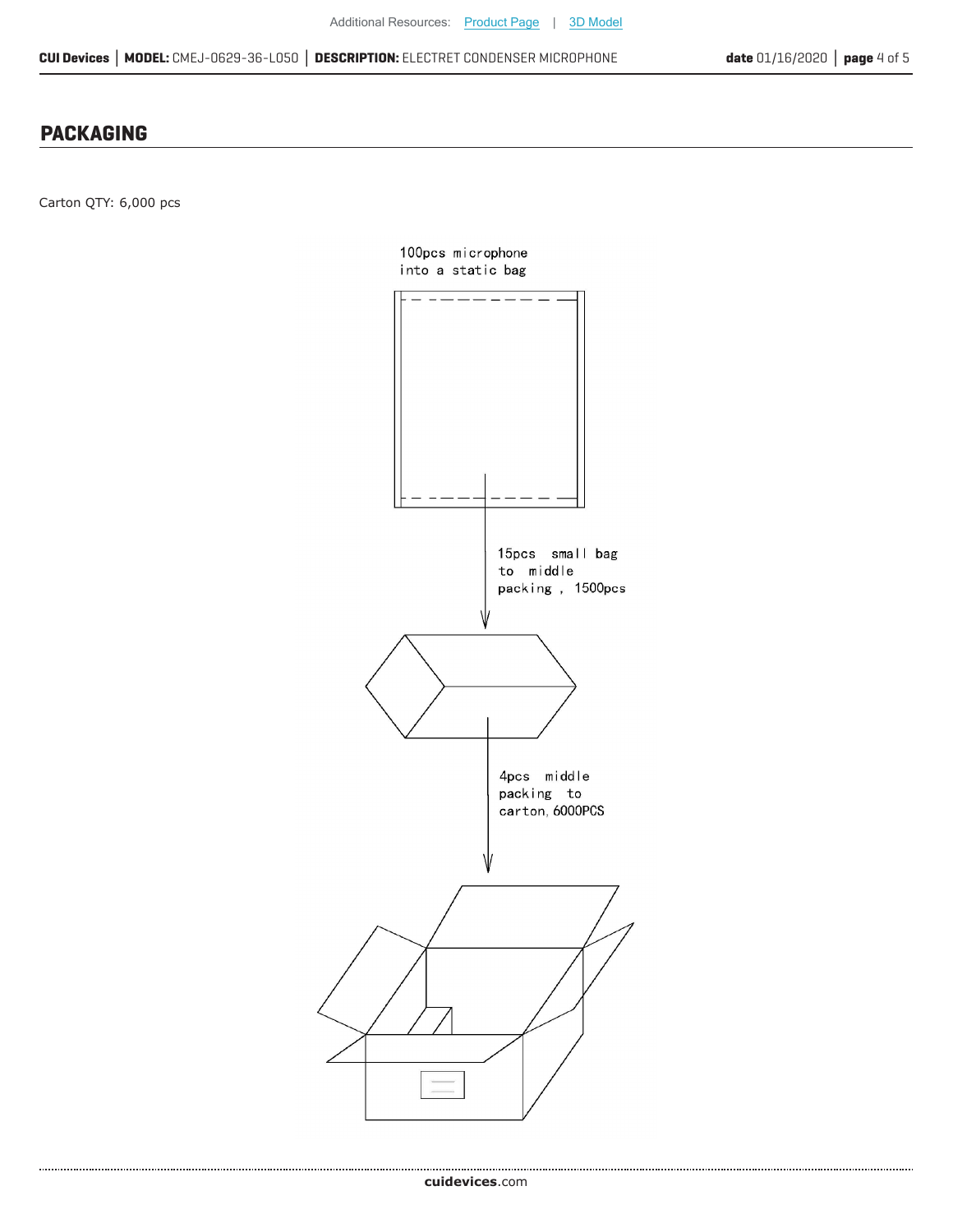## PACKAGING

Carton QTY: 6,000 pcs

100pcs microphone into a static bag

15pcs small bag to middle packing , 1500pcs

4pcs middle packing to carton, 6000PCS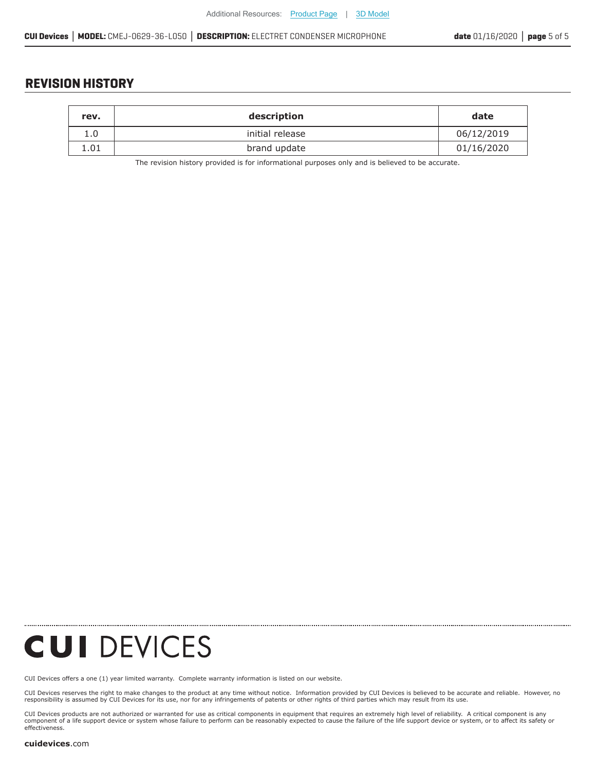## REVISION HISTORY

| rev. | description | date |
| --- | --- | --- |
| 1.0 | initial release | 06/12/2019 |
| 1.01 | brand update | 01/16/2020 |

The revision history provided is for informational purposes only and is believed to be accurate.

CUI DEVICES

CUI Devices offers a one (1) year limited warranty. Complete warranty information is listed on our website.

CUI Devices reserves the right to make changes to the product at any time without notice. Information provided by CUI Devices is believed to be accurate and reliable. However, no responsibility is assumed by CUI Devices for its use, nor for any infringements of patents or other rights of third parties which may result from its use.

CUI Devices products are not authorized or warranted for use as critical components in equipment that requires an extremely high level of reliability. A critical component is any component of a life support device or system whose failure to perform can be reasonably expected to cause the failure of the life support device or system, or to affect its safety or effectiveness.

**cuidevices**.com